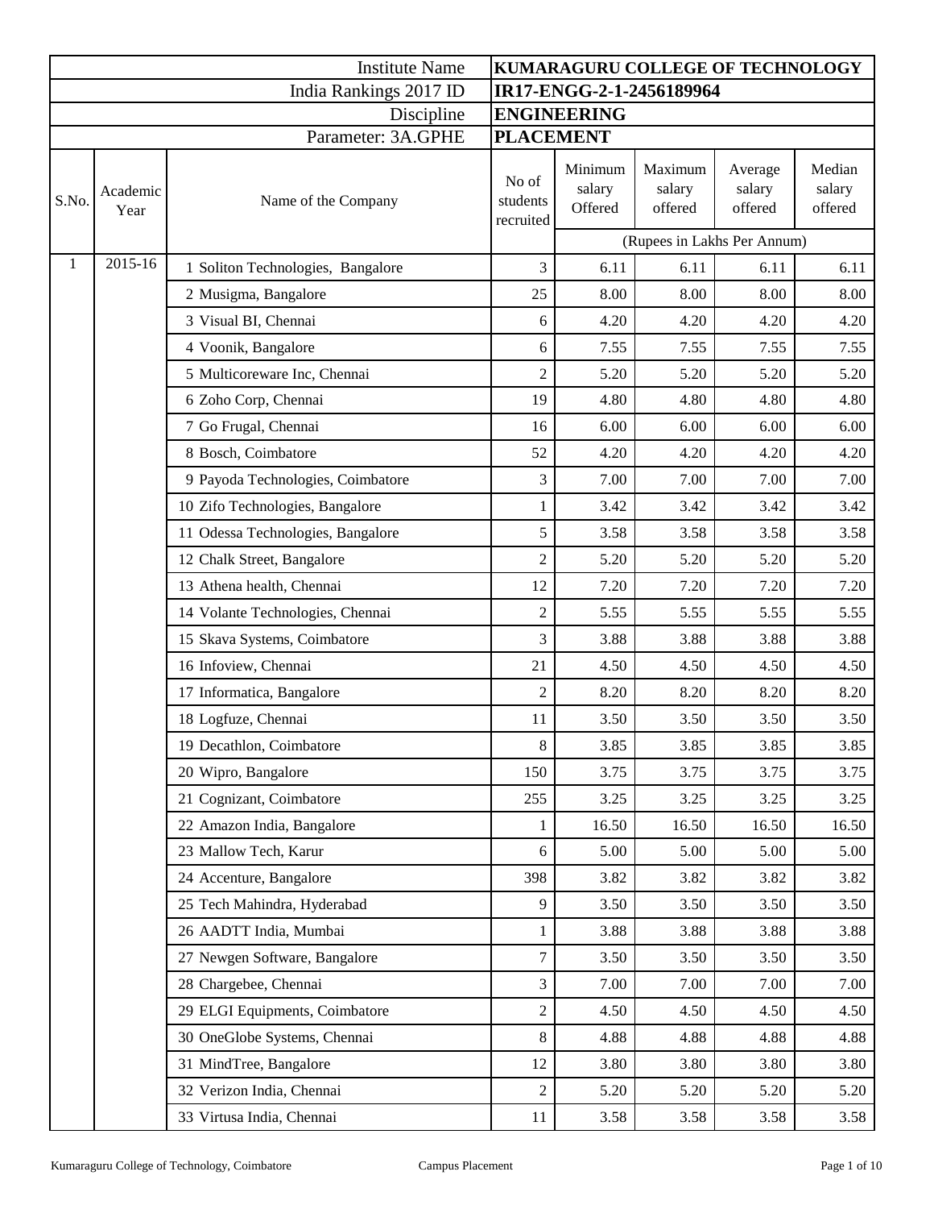| Institute Name | KUMARAGURU COLLEGE OF TECHNOLOGY |
|---|---|
| India Rankings 2017 ID | IR17-ENGG-2-1-2456189964 |
| Discipline | ENGINEERING |
| Parameter: 3A.GPHE | PLACEMENT |

| S.No. | Academic Year | Name of the Company | No of students recruited | Minimum salary Offered | Maximum salary offered | Average salary offered | Median salary offered |
|---|---|---|---|---|---|---|---|
| | | | | (Rupees in Lakhs Per Annum) | | | |
| 1 | 2015-16 | 1 Soliton Technologies, Bangalore | 3 | 6.11 | 6.11 | 6.11 | 6.11 |
| | | 2 Musigma, Bangalore | 25 | 8.00 | 8.00 | 8.00 | 8.00 |
| | | 3 Visual BI, Chennai | 6 | 4.20 | 4.20 | 4.20 | 4.20 |
| | | 4 Voonik, Bangalore | 6 | 7.55 | 7.55 | 7.55 | 7.55 |
| | | 5 Multicoreware Inc, Chennai | 2 | 5.20 | 5.20 | 5.20 | 5.20 |
| | | 6 Zoho Corp, Chennai | 19 | 4.80 | 4.80 | 4.80 | 4.80 |
| | | 7 Go Frugal, Chennai | 16 | 6.00 | 6.00 | 6.00 | 6.00 |
| | | 8 Bosch, Coimbatore | 52 | 4.20 | 4.20 | 4.20 | 4.20 |
| | | 9 Payoda Technologies, Coimbatore | 3 | 7.00 | 7.00 | 7.00 | 7.00 |
| | | 10 Zifo Technologies, Bangalore | 1 | 3.42 | 3.42 | 3.42 | 3.42 |
| | | 11 Odessa Technologies, Bangalore | 5 | 3.58 | 3.58 | 3.58 | 3.58 |
| | | 12 Chalk Street, Bangalore | 2 | 5.20 | 5.20 | 5.20 | 5.20 |
| | | 13 Athena health, Chennai | 12 | 7.20 | 7.20 | 7.20 | 7.20 |
| | | 14 Volante Technologies, Chennai | 2 | 5.55 | 5.55 | 5.55 | 5.55 |
| | | 15 Skava Systems, Coimbatore | 3 | 3.88 | 3.88 | 3.88 | 3.88 |
| | | 16 Infoview, Chennai | 21 | 4.50 | 4.50 | 4.50 | 4.50 |
| | | 17 Informatica, Bangalore | 2 | 8.20 | 8.20 | 8.20 | 8.20 |
| | | 18 Logfuze, Chennai | 11 | 3.50 | 3.50 | 3.50 | 3.50 |
| | | 19 Decathlon, Coimbatore | 8 | 3.85 | 3.85 | 3.85 | 3.85 |
| | | 20 Wipro, Bangalore | 150 | 3.75 | 3.75 | 3.75 | 3.75 |
| | | 21 Cognizant, Coimbatore | 255 | 3.25 | 3.25 | 3.25 | 3.25 |
| | | 22 Amazon India, Bangalore | 1 | 16.50 | 16.50 | 16.50 | 16.50 |
| | | 23 Mallow Tech, Karur | 6 | 5.00 | 5.00 | 5.00 | 5.00 |
| | | 24 Accenture, Bangalore | 398 | 3.82 | 3.82 | 3.82 | 3.82 |
| | | 25 Tech Mahindra, Hyderabad | 9 | 3.50 | 3.50 | 3.50 | 3.50 |
| | | 26 AADTT India, Mumbai | 1 | 3.88 | 3.88 | 3.88 | 3.88 |
| | | 27 Newgen Software, Bangalore | 7 | 3.50 | 3.50 | 3.50 | 3.50 |
| | | 28 Chargebee, Chennai | 3 | 7.00 | 7.00 | 7.00 | 7.00 |
| | | 29 ELGI Equipments, Coimbatore | 2 | 4.50 | 4.50 | 4.50 | 4.50 |
| | | 30 OneGlobe Systems, Chennai | 8 | 4.88 | 4.88 | 4.88 | 4.88 |
| | | 31 MindTree, Bangalore | 12 | 3.80 | 3.80 | 3.80 | 3.80 |
| | | 32 Verizon India, Chennai | 2 | 5.20 | 5.20 | 5.20 | 5.20 |
| | | 33 Virtusa India, Chennai | 11 | 3.58 | 3.58 | 3.58 | 3.58 |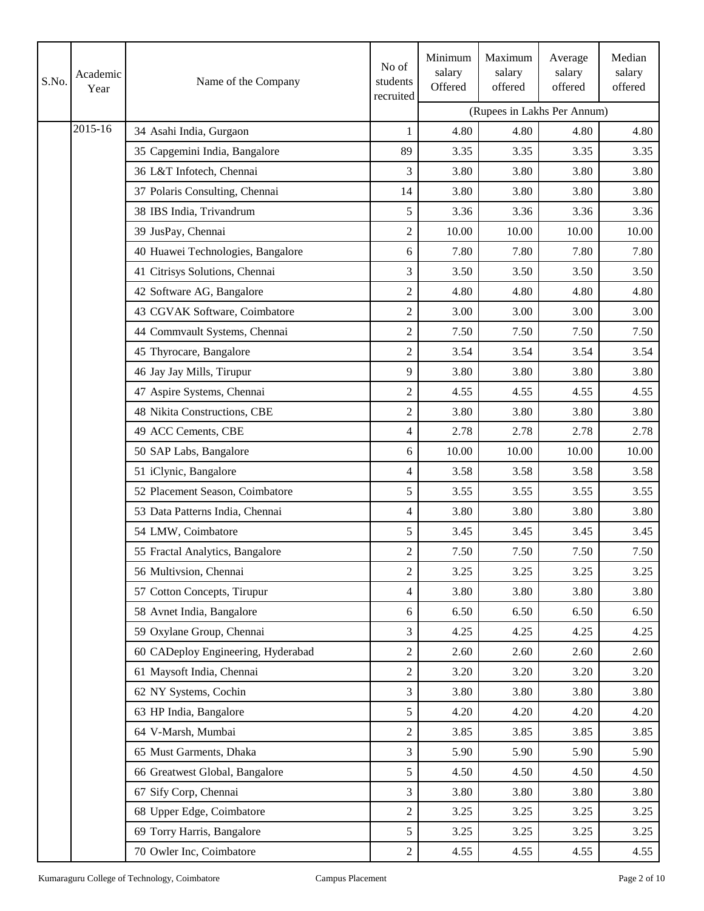| S.No. | Academic Year | Name of the Company | No of students recruited | Minimum salary Offered | Maximum salary offered | Average salary offered | Median salary offered |
|---|---|---|---|---|---|---|---|
| | | | | (Rupees in Lakhs Per Annum) | | | |
| | 2015-16 | 34 Asahi India, Gurgaon | 1 | 4.80 | 4.80 | 4.80 | 4.80 |
| | | 35 Capgemini India, Bangalore | 89 | 3.35 | 3.35 | 3.35 | 3.35 |
| | | 36 L&T Infotech, Chennai | 3 | 3.80 | 3.80 | 3.80 | 3.80 |
| | | 37 Polaris Consulting, Chennai | 14 | 3.80 | 3.80 | 3.80 | 3.80 |
| | | 38 IBS India, Trivandrum | 5 | 3.36 | 3.36 | 3.36 | 3.36 |
| | | 39 JusPay, Chennai | 2 | 10.00 | 10.00 | 10.00 | 10.00 |
| | | 40 Huawei Technologies, Bangalore | 6 | 7.80 | 7.80 | 7.80 | 7.80 |
| | | 41 Citrisys Solutions, Chennai | 3 | 3.50 | 3.50 | 3.50 | 3.50 |
| | | 42 Software AG, Bangalore | 2 | 4.80 | 4.80 | 4.80 | 4.80 |
| | | 43 CGVAK Software, Coimbatore | 2 | 3.00 | 3.00 | 3.00 | 3.00 |
| | | 44 Commvault Systems, Chennai | 2 | 7.50 | 7.50 | 7.50 | 7.50 |
| | | 45 Thyrocare, Bangalore | 2 | 3.54 | 3.54 | 3.54 | 3.54 |
| | | 46 Jay Jay Mills, Tirupur | 9 | 3.80 | 3.80 | 3.80 | 3.80 |
| | | 47 Aspire Systems, Chennai | 2 | 4.55 | 4.55 | 4.55 | 4.55 |
| | | 48 Nikita Constructions, CBE | 2 | 3.80 | 3.80 | 3.80 | 3.80 |
| | | 49 ACC Cements, CBE | 4 | 2.78 | 2.78 | 2.78 | 2.78 |
| | | 50 SAP Labs, Bangalore | 6 | 10.00 | 10.00 | 10.00 | 10.00 |
| | | 51 iClynic, Bangalore | 4 | 3.58 | 3.58 | 3.58 | 3.58 |
| | | 52 Placement Season, Coimbatore | 5 | 3.55 | 3.55 | 3.55 | 3.55 |
| | | 53 Data Patterns India, Chennai | 4 | 3.80 | 3.80 | 3.80 | 3.80 |
| | | 54 LMW, Coimbatore | 5 | 3.45 | 3.45 | 3.45 | 3.45 |
| | | 55 Fractal Analytics, Bangalore | 2 | 7.50 | 7.50 | 7.50 | 7.50 |
| | | 56 Multivsion, Chennai | 2 | 3.25 | 3.25 | 3.25 | 3.25 |
| | | 57 Cotton Concepts, Tirupur | 4 | 3.80 | 3.80 | 3.80 | 3.80 |
| | | 58 Avnet India, Bangalore | 6 | 6.50 | 6.50 | 6.50 | 6.50 |
| | | 59 Oxylane Group, Chennai | 3 | 4.25 | 4.25 | 4.25 | 4.25 |
| | | 60 CADeploy Engineering, Hyderabad | 2 | 2.60 | 2.60 | 2.60 | 2.60 |
| | | 61 Maysoft India, Chennai | 2 | 3.20 | 3.20 | 3.20 | 3.20 |
| | | 62 NY Systems, Cochin | 3 | 3.80 | 3.80 | 3.80 | 3.80 |
| | | 63 HP India, Bangalore | 5 | 4.20 | 4.20 | 4.20 | 4.20 |
| | | 64 V-Marsh, Mumbai | 2 | 3.85 | 3.85 | 3.85 | 3.85 |
| | | 65 Must Garments, Dhaka | 3 | 5.90 | 5.90 | 5.90 | 5.90 |
| | | 66 Greatwest Global, Bangalore | 5 | 4.50 | 4.50 | 4.50 | 4.50 |
| | | 67 Sify Corp, Chennai | 3 | 3.80 | 3.80 | 3.80 | 3.80 |
| | | 68 Upper Edge, Coimbatore | 2 | 3.25 | 3.25 | 3.25 | 3.25 |
| | | 69 Torry Harris, Bangalore | 5 | 3.25 | 3.25 | 3.25 | 3.25 |
| | | 70 Owler Inc, Coimbatore | 2 | 4.55 | 4.55 | 4.55 | 4.55 |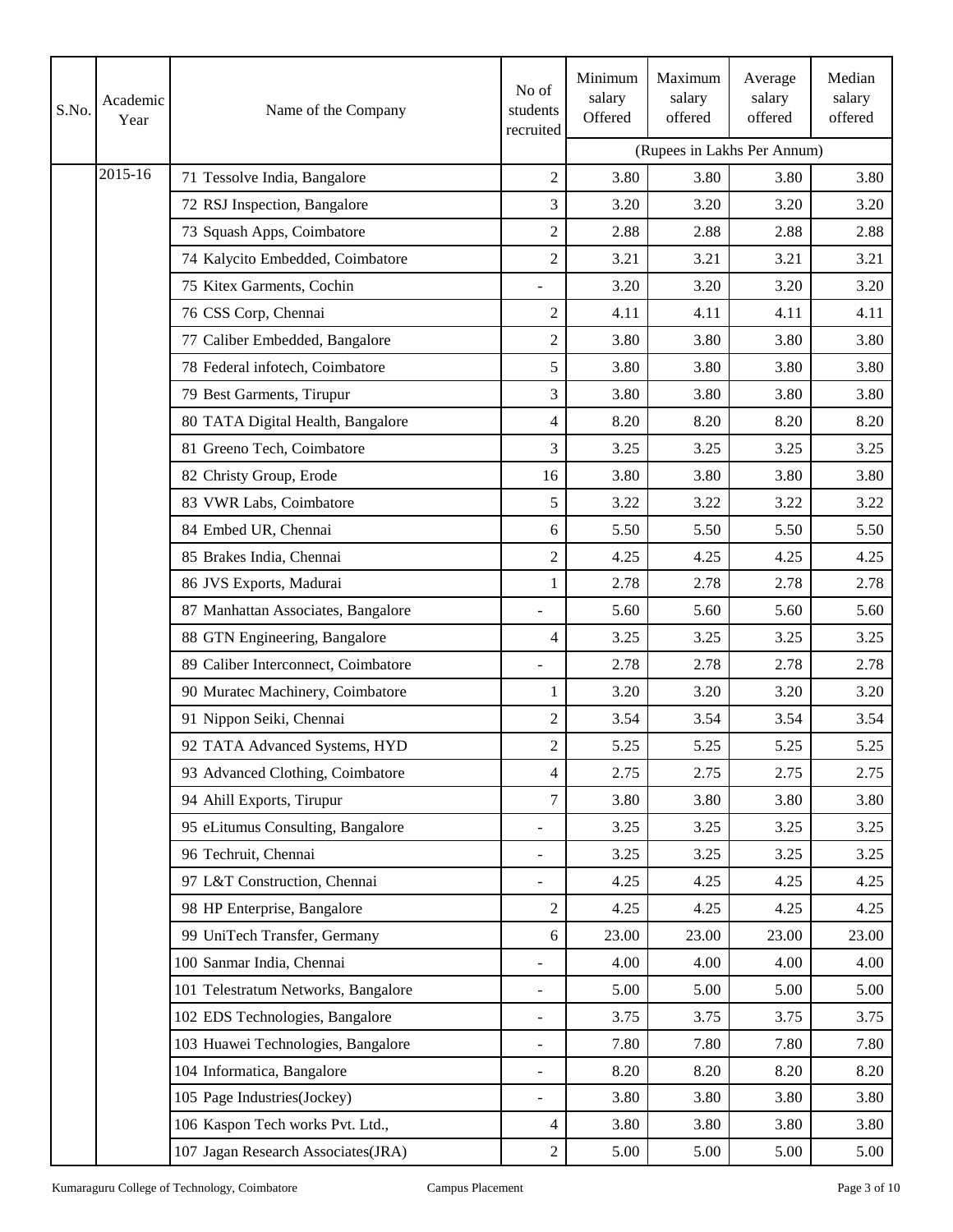| S.No. | Academic Year | Name of the Company | No of students recruited | Minimum salary Offered | Maximum salary offered | Average salary offered | Median salary offered |
|---|---|---|---|---|---|---|---|
| | | | | (Rupees in Lakhs Per Annum) | | | |
| | 2015-16 | 71 Tessolve India, Bangalore | 2 | 3.80 | 3.80 | 3.80 | 3.80 |
| | | 72 RSJ Inspection, Bangalore | 3 | 3.20 | 3.20 | 3.20 | 3.20 |
| | | 73 Squash Apps, Coimbatore | 2 | 2.88 | 2.88 | 2.88 | 2.88 |
| | | 74 Kalycito Embedded, Coimbatore | 2 | 3.21 | 3.21 | 3.21 | 3.21 |
| | | 75 Kitex Garments, Cochin | - | 3.20 | 3.20 | 3.20 | 3.20 |
| | | 76 CSS Corp, Chennai | 2 | 4.11 | 4.11 | 4.11 | 4.11 |
| | | 77 Caliber Embedded, Bangalore | 2 | 3.80 | 3.80 | 3.80 | 3.80 |
| | | 78 Federal infotech, Coimbatore | 5 | 3.80 | 3.80 | 3.80 | 3.80 |
| | | 79 Best Garments, Tirupur | 3 | 3.80 | 3.80 | 3.80 | 3.80 |
| | | 80 TATA Digital Health, Bangalore | 4 | 8.20 | 8.20 | 8.20 | 8.20 |
| | | 81 Greeno Tech, Coimbatore | 3 | 3.25 | 3.25 | 3.25 | 3.25 |
| | | 82 Christy Group, Erode | 16 | 3.80 | 3.80 | 3.80 | 3.80 |
| | | 83 VWR Labs, Coimbatore | 5 | 3.22 | 3.22 | 3.22 | 3.22 |
| | | 84 Embed UR, Chennai | 6 | 5.50 | 5.50 | 5.50 | 5.50 |
| | | 85 Brakes India, Chennai | 2 | 4.25 | 4.25 | 4.25 | 4.25 |
| | | 86 JVS Exports, Madurai | 1 | 2.78 | 2.78 | 2.78 | 2.78 |
| | | 87 Manhattan Associates, Bangalore | - | 5.60 | 5.60 | 5.60 | 5.60 |
| | | 88 GTN Engineering, Bangalore | 4 | 3.25 | 3.25 | 3.25 | 3.25 |
| | | 89 Caliber Interconnect, Coimbatore | - | 2.78 | 2.78 | 2.78 | 2.78 |
| | | 90 Muratec Machinery, Coimbatore | 1 | 3.20 | 3.20 | 3.20 | 3.20 |
| | | 91 Nippon Seiki, Chennai | 2 | 3.54 | 3.54 | 3.54 | 3.54 |
| | | 92 TATA Advanced Systems, HYD | 2 | 5.25 | 5.25 | 5.25 | 5.25 |
| | | 93 Advanced Clothing, Coimbatore | 4 | 2.75 | 2.75 | 2.75 | 2.75 |
| | | 94 Ahill Exports, Tirupur | 7 | 3.80 | 3.80 | 3.80 | 3.80 |
| | | 95 eLitumus Consulting, Bangalore | - | 3.25 | 3.25 | 3.25 | 3.25 |
| | | 96 Techruit, Chennai | - | 3.25 | 3.25 | 3.25 | 3.25 |
| | | 97 L&T Construction, Chennai | - | 4.25 | 4.25 | 4.25 | 4.25 |
| | | 98 HP Enterprise, Bangalore | 2 | 4.25 | 4.25 | 4.25 | 4.25 |
| | | 99 UniTech Transfer, Germany | 6 | 23.00 | 23.00 | 23.00 | 23.00 |
| | | 100 Sanmar India, Chennai | - | 4.00 | 4.00 | 4.00 | 4.00 |
| | | 101 Telestratum Networks, Bangalore | - | 5.00 | 5.00 | 5.00 | 5.00 |
| | | 102 EDS Technologies, Bangalore | - | 3.75 | 3.75 | 3.75 | 3.75 |
| | | 103 Huawei Technologies, Bangalore | - | 7.80 | 7.80 | 7.80 | 7.80 |
| | | 104 Informatica, Bangalore | - | 8.20 | 8.20 | 8.20 | 8.20 |
| | | 105 Page Industries(Jockey) | - | 3.80 | 3.80 | 3.80 | 3.80 |
| | | 106 Kaspon Tech works Pvt. Ltd., | 4 | 3.80 | 3.80 | 3.80 | 3.80 |
| | | 107 Jagan Research Associates(JRA) | 2 | 5.00 | 5.00 | 5.00 | 5.00 |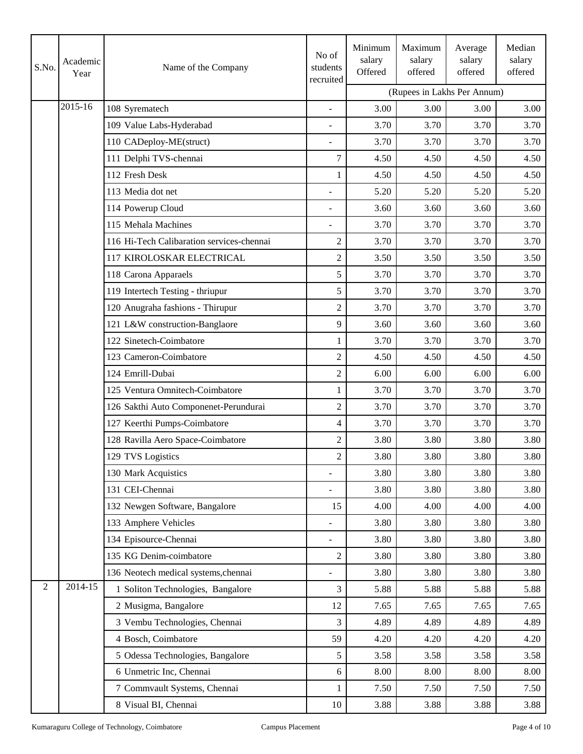| S.No. | Academic Year | Name of the Company | No of students recruited | Minimum salary Offered | Maximum salary offered | Average salary offered | Median salary offered |
|---|---|---|---|---|---|---|---|
| | | | | (Rupees in Lakhs Per Annum) | | | |
| | 2015-16 | 108 Syrematech | - | 3.00 | 3.00 | 3.00 | 3.00 |
| | | 109 Value Labs-Hyderabad | - | 3.70 | 3.70 | 3.70 | 3.70 |
| | | 110 CADeploy-ME(struct) | - | 3.70 | 3.70 | 3.70 | 3.70 |
| | | 111 Delphi TVS-chennai | 7 | 4.50 | 4.50 | 4.50 | 4.50 |
| | | 112 Fresh Desk | 1 | 4.50 | 4.50 | 4.50 | 4.50 |
| | | 113 Media dot net | - | 5.20 | 5.20 | 5.20 | 5.20 |
| | | 114 Powerup Cloud | - | 3.60 | 3.60 | 3.60 | 3.60 |
| | | 115 Mehala Machines | - | 3.70 | 3.70 | 3.70 | 3.70 |
| | | 116 Hi-Tech Calibaration services-chennai | 2 | 3.70 | 3.70 | 3.70 | 3.70 |
| | | 117 KIROLOSKAR ELECTRICAL | 2 | 3.50 | 3.50 | 3.50 | 3.50 |
| | | 118 Carona Apparaels | 5 | 3.70 | 3.70 | 3.70 | 3.70 |
| | | 119 Intertech Testing - thriupur | 5 | 3.70 | 3.70 | 3.70 | 3.70 |
| | | 120 Anugraha fashions - Thirupur | 2 | 3.70 | 3.70 | 3.70 | 3.70 |
| | | 121 L&W construction-Banglaore | 9 | 3.60 | 3.60 | 3.60 | 3.60 |
| | | 122 Sinetech-Coimbatore | 1 | 3.70 | 3.70 | 3.70 | 3.70 |
| | | 123 Cameron-Coimbatore | 2 | 4.50 | 4.50 | 4.50 | 4.50 |
| | | 124 Emrill-Dubai | 2 | 6.00 | 6.00 | 6.00 | 6.00 |
| | | 125 Ventura Omnitech-Coimbatore | 1 | 3.70 | 3.70 | 3.70 | 3.70 |
| | | 126 Sakthi Auto Componenet-Perundurai | 2 | 3.70 | 3.70 | 3.70 | 3.70 |
| | | 127 Keerthi Pumps-Coimbatore | 4 | 3.70 | 3.70 | 3.70 | 3.70 |
| | | 128 Ravilla Aero Space-Coimbatore | 2 | 3.80 | 3.80 | 3.80 | 3.80 |
| | | 129 TVS Logistics | 2 | 3.80 | 3.80 | 3.80 | 3.80 |
| | | 130 Mark Acquistics | - | 3.80 | 3.80 | 3.80 | 3.80 |
| | | 131 CEI-Chennai | - | 3.80 | 3.80 | 3.80 | 3.80 |
| | | 132 Newgen Software, Bangalore | 15 | 4.00 | 4.00 | 4.00 | 4.00 |
| | | 133 Amphere Vehicles | - | 3.80 | 3.80 | 3.80 | 3.80 |
| | | 134 Episource-Chennai | - | 3.80 | 3.80 | 3.80 | 3.80 |
| | | 135 KG Denim-coimbatore | 2 | 3.80 | 3.80 | 3.80 | 3.80 |
| | | 136 Neotech medical systems,chennai | - | 3.80 | 3.80 | 3.80 | 3.80 |
| 2 | 2014-15 | 1 Soliton Technologies, Bangalore | 3 | 5.88 | 5.88 | 5.88 | 5.88 |
| | | 2 Musigma, Bangalore | 12 | 7.65 | 7.65 | 7.65 | 7.65 |
| | | 3 Vembu Technologies, Chennai | 3 | 4.89 | 4.89 | 4.89 | 4.89 |
| | | 4 Bosch, Coimbatore | 59 | 4.20 | 4.20 | 4.20 | 4.20 |
| | | 5 Odessa Technologies, Bangalore | 5 | 3.58 | 3.58 | 3.58 | 3.58 |
| | | 6 Unmetric Inc, Chennai | 6 | 8.00 | 8.00 | 8.00 | 8.00 |
| | | 7 Commvault Systems, Chennai | 1 | 7.50 | 7.50 | 7.50 | 7.50 |
| | | 8 Visual BI, Chennai | 10 | 3.88 | 3.88 | 3.88 | 3.88 |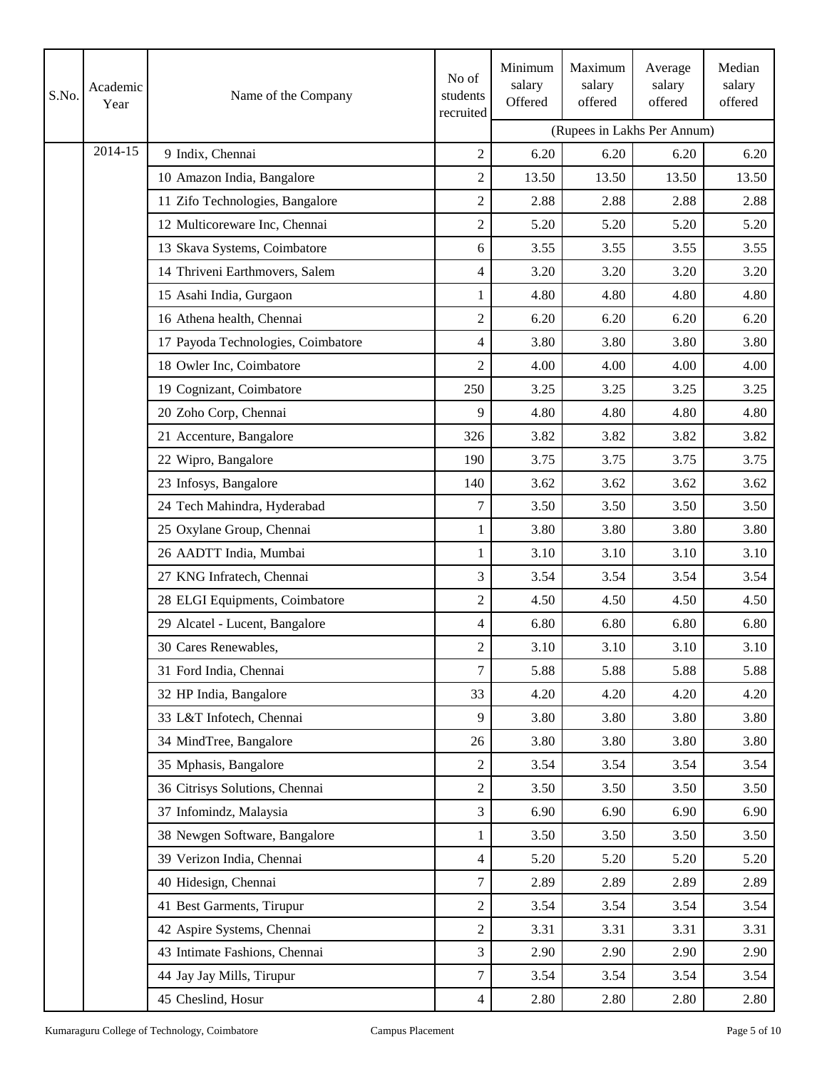| S.No. | Academic Year | Name of the Company | No of students recruited | Minimum salary Offered | Maximum salary offered | Average salary offered | Median salary offered |
|---|---|---|---|---|---|---|---|
| | | | | (Rupees in Lakhs Per Annum) | | | |
| | 2014-15 | 9 Indix, Chennai | 2 | 6.20 | 6.20 | 6.20 | 6.20 |
| | | 10 Amazon India, Bangalore | 2 | 13.50 | 13.50 | 13.50 | 13.50 |
| | | 11 Zifo Technologies, Bangalore | 2 | 2.88 | 2.88 | 2.88 | 2.88 |
| | | 12 Multicoreware Inc, Chennai | 2 | 5.20 | 5.20 | 5.20 | 5.20 |
| | | 13 Skava Systems, Coimbatore | 6 | 3.55 | 3.55 | 3.55 | 3.55 |
| | | 14 Thriveni Earthmovers, Salem | 4 | 3.20 | 3.20 | 3.20 | 3.20 |
| | | 15 Asahi India, Gurgaon | 1 | 4.80 | 4.80 | 4.80 | 4.80 |
| | | 16 Athena health, Chennai | 2 | 6.20 | 6.20 | 6.20 | 6.20 |
| | | 17 Payoda Technologies, Coimbatore | 4 | 3.80 | 3.80 | 3.80 | 3.80 |
| | | 18 Owler Inc, Coimbatore | 2 | 4.00 | 4.00 | 4.00 | 4.00 |
| | | 19 Cognizant, Coimbatore | 250 | 3.25 | 3.25 | 3.25 | 3.25 |
| | | 20 Zoho Corp, Chennai | 9 | 4.80 | 4.80 | 4.80 | 4.80 |
| | | 21 Accenture, Bangalore | 326 | 3.82 | 3.82 | 3.82 | 3.82 |
| | | 22 Wipro, Bangalore | 190 | 3.75 | 3.75 | 3.75 | 3.75 |
| | | 23 Infosys, Bangalore | 140 | 3.62 | 3.62 | 3.62 | 3.62 |
| | | 24 Tech Mahindra, Hyderabad | 7 | 3.50 | 3.50 | 3.50 | 3.50 |
| | | 25 Oxylane Group, Chennai | 1 | 3.80 | 3.80 | 3.80 | 3.80 |
| | | 26 AADTT India, Mumbai | 1 | 3.10 | 3.10 | 3.10 | 3.10 |
| | | 27 KNG Infratech, Chennai | 3 | 3.54 | 3.54 | 3.54 | 3.54 |
| | | 28 ELGI Equipments, Coimbatore | 2 | 4.50 | 4.50 | 4.50 | 4.50 |
| | | 29 Alcatel - Lucent, Bangalore | 4 | 6.80 | 6.80 | 6.80 | 6.80 |
| | | 30 Cares Renewables, | 2 | 3.10 | 3.10 | 3.10 | 3.10 |
| | | 31 Ford India, Chennai | 7 | 5.88 | 5.88 | 5.88 | 5.88 |
| | | 32 HP India, Bangalore | 33 | 4.20 | 4.20 | 4.20 | 4.20 |
| | | 33 L&T Infotech, Chennai | 9 | 3.80 | 3.80 | 3.80 | 3.80 |
| | | 34 MindTree, Bangalore | 26 | 3.80 | 3.80 | 3.80 | 3.80 |
| | | 35 Mphasis, Bangalore | 2 | 3.54 | 3.54 | 3.54 | 3.54 |
| | | 36 Citrisys Solutions, Chennai | 2 | 3.50 | 3.50 | 3.50 | 3.50 |
| | | 37 Infomindz, Malaysia | 3 | 6.90 | 6.90 | 6.90 | 6.90 |
| | | 38 Newgen Software, Bangalore | 1 | 3.50 | 3.50 | 3.50 | 3.50 |
| | | 39 Verizon India, Chennai | 4 | 5.20 | 5.20 | 5.20 | 5.20 |
| | | 40 Hidesign, Chennai | 7 | 2.89 | 2.89 | 2.89 | 2.89 |
| | | 41 Best Garments, Tirupur | 2 | 3.54 | 3.54 | 3.54 | 3.54 |
| | | 42 Aspire Systems, Chennai | 2 | 3.31 | 3.31 | 3.31 | 3.31 |
| | | 43 Intimate Fashions, Chennai | 3 | 2.90 | 2.90 | 2.90 | 2.90 |
| | | 44 Jay Jay Mills, Tirupur | 7 | 3.54 | 3.54 | 3.54 | 3.54 |
| | | 45 Cheslind, Hosur | 4 | 2.80 | 2.80 | 2.80 | 2.80 |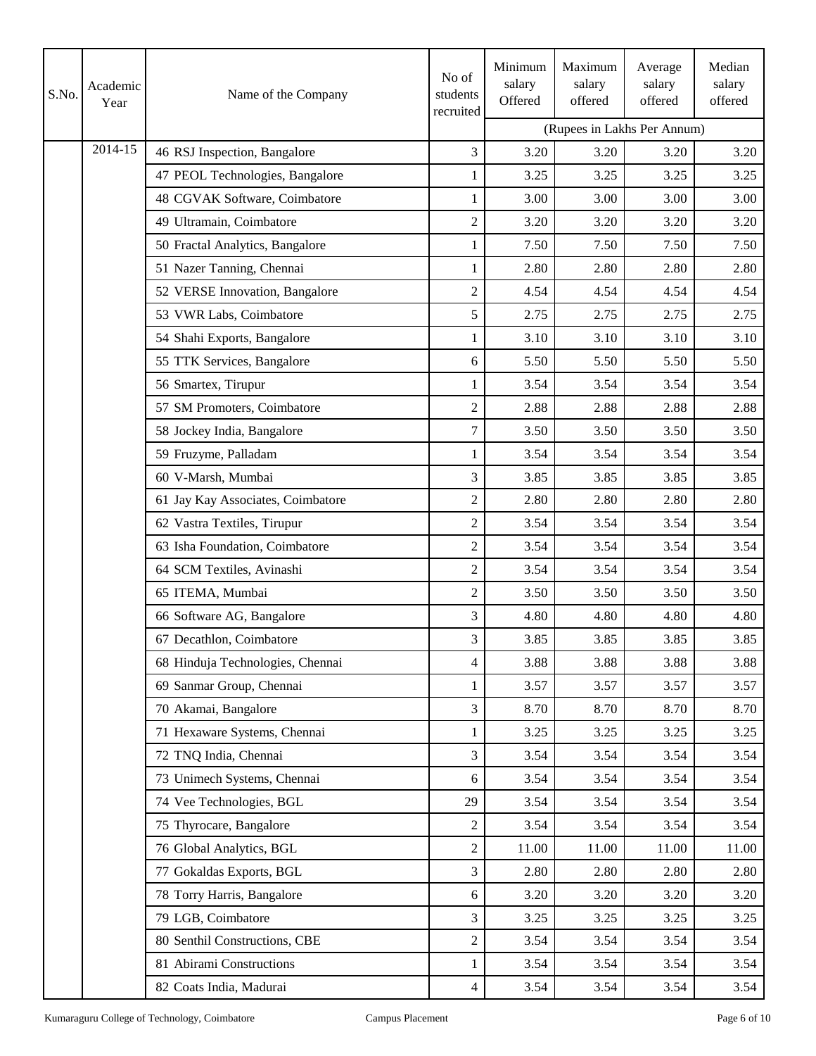| S.No. | Academic Year | Name of the Company | No of students recruited | Minimum salary Offered | Maximum salary offered | Average salary offered | Median salary offered |
|---|---|---|---|---|---|---|---|
| | | | | (Rupees in Lakhs Per Annum) | | | |
| | 2014-15 | 46 RSJ Inspection, Bangalore | 3 | 3.20 | 3.20 | 3.20 | 3.20 |
| | | 47 PEOL Technologies, Bangalore | 1 | 3.25 | 3.25 | 3.25 | 3.25 |
| | | 48 CGVAK Software, Coimbatore | 1 | 3.00 | 3.00 | 3.00 | 3.00 |
| | | 49 Ultramain, Coimbatore | 2 | 3.20 | 3.20 | 3.20 | 3.20 |
| | | 50 Fractal Analytics, Bangalore | 1 | 7.50 | 7.50 | 7.50 | 7.50 |
| | | 51 Nazer Tanning, Chennai | 1 | 2.80 | 2.80 | 2.80 | 2.80 |
| | | 52 VERSE Innovation, Bangalore | 2 | 4.54 | 4.54 | 4.54 | 4.54 |
| | | 53 VWR Labs, Coimbatore | 5 | 2.75 | 2.75 | 2.75 | 2.75 |
| | | 54 Shahi Exports, Bangalore | 1 | 3.10 | 3.10 | 3.10 | 3.10 |
| | | 55 TTK Services, Bangalore | 6 | 5.50 | 5.50 | 5.50 | 5.50 |
| | | 56 Smartex, Tirupur | 1 | 3.54 | 3.54 | 3.54 | 3.54 |
| | | 57 SM Promoters, Coimbatore | 2 | 2.88 | 2.88 | 2.88 | 2.88 |
| | | 58 Jockey India, Bangalore | 7 | 3.50 | 3.50 | 3.50 | 3.50 |
| | | 59 Fruzyme, Palladam | 1 | 3.54 | 3.54 | 3.54 | 3.54 |
| | | 60 V-Marsh, Mumbai | 3 | 3.85 | 3.85 | 3.85 | 3.85 |
| | | 61 Jay Kay Associates, Coimbatore | 2 | 2.80 | 2.80 | 2.80 | 2.80 |
| | | 62 Vastra Textiles, Tirupur | 2 | 3.54 | 3.54 | 3.54 | 3.54 |
| | | 63 Isha Foundation, Coimbatore | 2 | 3.54 | 3.54 | 3.54 | 3.54 |
| | | 64 SCM Textiles, Avinashi | 2 | 3.54 | 3.54 | 3.54 | 3.54 |
| | | 65 ITEMA, Mumbai | 2 | 3.50 | 3.50 | 3.50 | 3.50 |
| | | 66 Software AG, Bangalore | 3 | 4.80 | 4.80 | 4.80 | 4.80 |
| | | 67 Decathlon, Coimbatore | 3 | 3.85 | 3.85 | 3.85 | 3.85 |
| | | 68 Hinduja Technologies, Chennai | 4 | 3.88 | 3.88 | 3.88 | 3.88 |
| | | 69 Sanmar Group, Chennai | 1 | 3.57 | 3.57 | 3.57 | 3.57 |
| | | 70 Akamai, Bangalore | 3 | 8.70 | 8.70 | 8.70 | 8.70 |
| | | 71 Hexaware Systems, Chennai | 1 | 3.25 | 3.25 | 3.25 | 3.25 |
| | | 72 TNQ India, Chennai | 3 | 3.54 | 3.54 | 3.54 | 3.54 |
| | | 73 Unimech Systems, Chennai | 6 | 3.54 | 3.54 | 3.54 | 3.54 |
| | | 74 Vee Technologies, BGL | 29 | 3.54 | 3.54 | 3.54 | 3.54 |
| | | 75 Thyrocare, Bangalore | 2 | 3.54 | 3.54 | 3.54 | 3.54 |
| | | 76 Global Analytics, BGL | 2 | 11.00 | 11.00 | 11.00 | 11.00 |
| | | 77 Gokaldas Exports, BGL | 3 | 2.80 | 2.80 | 2.80 | 2.80 |
| | | 78 Torry Harris, Bangalore | 6 | 3.20 | 3.20 | 3.20 | 3.20 |
| | | 79 LGB, Coimbatore | 3 | 3.25 | 3.25 | 3.25 | 3.25 |
| | | 80 Senthil Constructions, CBE | 2 | 3.54 | 3.54 | 3.54 | 3.54 |
| | | 81 Abirami Constructions | 1 | 3.54 | 3.54 | 3.54 | 3.54 |
| | | 82 Coats India, Madurai | 4 | 3.54 | 3.54 | 3.54 | 3.54 |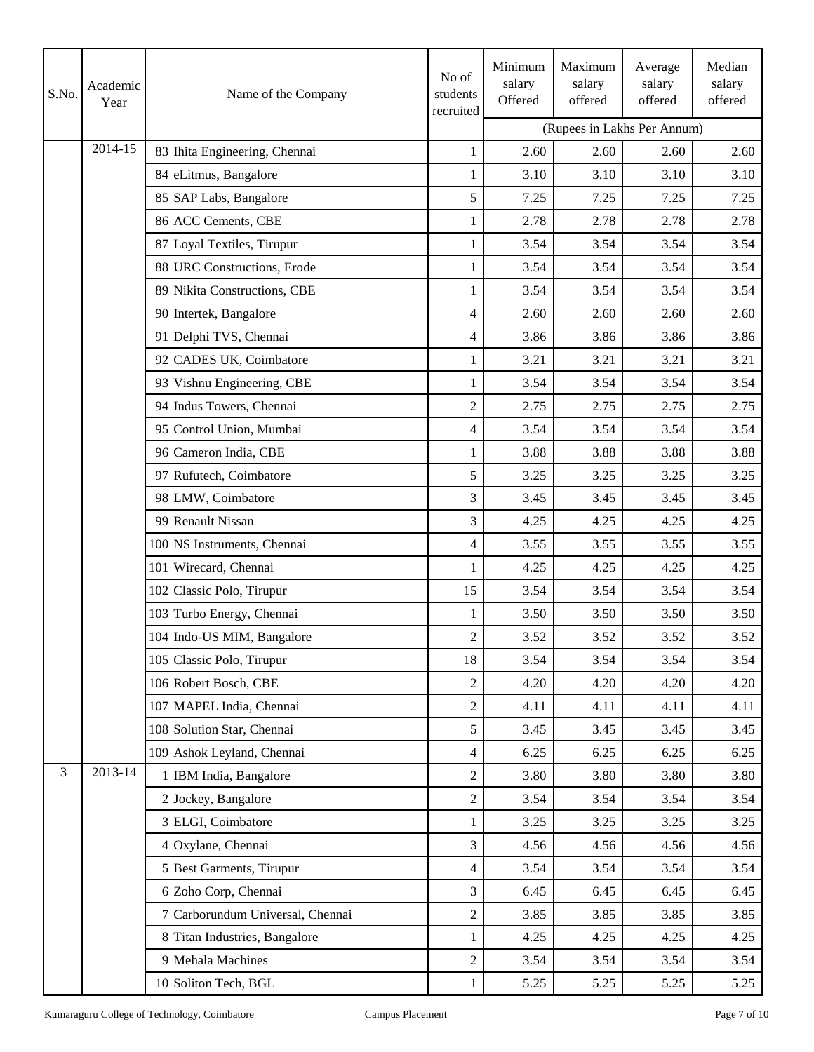| S.No. | Academic Year | Name of the Company | No of students recruited | Minimum salary Offered | Maximum salary offered | Average salary offered | Median salary offered |
|---|---|---|---|---|---|---|---|
| | | | | (Rupees in Lakhs Per Annum) | | | |
| | 2014-15 | 83 Ihita Engineering, Chennai | 1 | 2.60 | 2.60 | 2.60 | 2.60 |
| | | 84 eLitmus, Bangalore | 1 | 3.10 | 3.10 | 3.10 | 3.10 |
| | | 85 SAP Labs, Bangalore | 5 | 7.25 | 7.25 | 7.25 | 7.25 |
| | | 86 ACC Cements, CBE | 1 | 2.78 | 2.78 | 2.78 | 2.78 |
| | | 87 Loyal Textiles, Tirupur | 1 | 3.54 | 3.54 | 3.54 | 3.54 |
| | | 88 URC Constructions, Erode | 1 | 3.54 | 3.54 | 3.54 | 3.54 |
| | | 89 Nikita Constructions, CBE | 1 | 3.54 | 3.54 | 3.54 | 3.54 |
| | | 90 Intertek, Bangalore | 4 | 2.60 | 2.60 | 2.60 | 2.60 |
| | | 91 Delphi TVS, Chennai | 4 | 3.86 | 3.86 | 3.86 | 3.86 |
| | | 92 CADES UK, Coimbatore | 1 | 3.21 | 3.21 | 3.21 | 3.21 |
| | | 93 Vishnu Engineering, CBE | 1 | 3.54 | 3.54 | 3.54 | 3.54 |
| | | 94 Indus Towers, Chennai | 2 | 2.75 | 2.75 | 2.75 | 2.75 |
| | | 95 Control Union, Mumbai | 4 | 3.54 | 3.54 | 3.54 | 3.54 |
| | | 96 Cameron India, CBE | 1 | 3.88 | 3.88 | 3.88 | 3.88 |
| | | 97 Rufutech, Coimbatore | 5 | 3.25 | 3.25 | 3.25 | 3.25 |
| | | 98 LMW, Coimbatore | 3 | 3.45 | 3.45 | 3.45 | 3.45 |
| | | 99 Renault Nissan | 3 | 4.25 | 4.25 | 4.25 | 4.25 |
| | | 100 NS Instruments, Chennai | 4 | 3.55 | 3.55 | 3.55 | 3.55 |
| | | 101 Wirecard, Chennai | 1 | 4.25 | 4.25 | 4.25 | 4.25 |
| | | 102 Classic Polo, Tirupur | 15 | 3.54 | 3.54 | 3.54 | 3.54 |
| | | 103 Turbo Energy, Chennai | 1 | 3.50 | 3.50 | 3.50 | 3.50 |
| | | 104 Indo-US MIM, Bangalore | 2 | 3.52 | 3.52 | 3.52 | 3.52 |
| | | 105 Classic Polo, Tirupur | 18 | 3.54 | 3.54 | 3.54 | 3.54 |
| | | 106 Robert Bosch, CBE | 2 | 4.20 | 4.20 | 4.20 | 4.20 |
| | | 107 MAPEL India, Chennai | 2 | 4.11 | 4.11 | 4.11 | 4.11 |
| | | 108 Solution Star, Chennai | 5 | 3.45 | 3.45 | 3.45 | 3.45 |
| | | 109 Ashok Leyland, Chennai | 4 | 6.25 | 6.25 | 6.25 | 6.25 |
| 3 | 2013-14 | 1 IBM India, Bangalore | 2 | 3.80 | 3.80 | 3.80 | 3.80 |
| | | 2 Jockey, Bangalore | 2 | 3.54 | 3.54 | 3.54 | 3.54 |
| | | 3 ELGI, Coimbatore | 1 | 3.25 | 3.25 | 3.25 | 3.25 |
| | | 4 Oxylane, Chennai | 3 | 4.56 | 4.56 | 4.56 | 4.56 |
| | | 5 Best Garments, Tirupur | 4 | 3.54 | 3.54 | 3.54 | 3.54 |
| | | 6 Zoho Corp, Chennai | 3 | 6.45 | 6.45 | 6.45 | 6.45 |
| | | 7 Carborundum Universal, Chennai | 2 | 3.85 | 3.85 | 3.85 | 3.85 |
| | | 8 Titan Industries, Bangalore | 1 | 4.25 | 4.25 | 4.25 | 4.25 |
| | | 9 Mehala Machines | 2 | 3.54 | 3.54 | 3.54 | 3.54 |
| | | 10 Soliton Tech, BGL | 1 | 5.25 | 5.25 | 5.25 | 5.25 |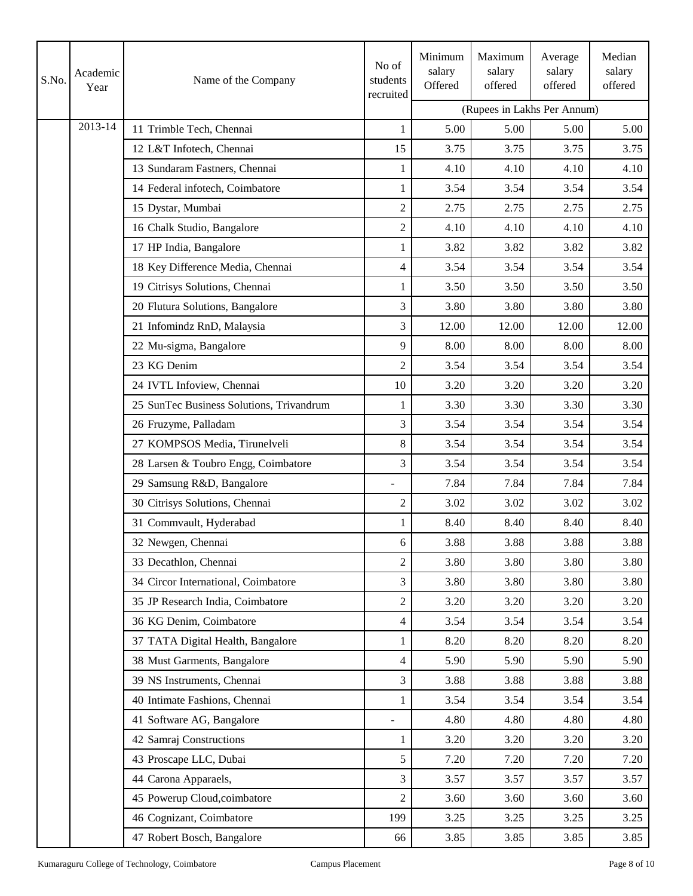| S.No. | Academic Year | Name of the Company | No of students recruited | Minimum salary Offered | Maximum salary offered | Average salary offered | Median salary offered |
|---|---|---|---|---|---|---|---|
| | | | | (Rupees in Lakhs Per Annum) | | | |
| | 2013-14 | 11 Trimble Tech, Chennai | 1 | 5.00 | 5.00 | 5.00 | 5.00 |
| | | 12 L&T Infotech, Chennai | 15 | 3.75 | 3.75 | 3.75 | 3.75 |
| | | 13 Sundaram Fastners, Chennai | 1 | 4.10 | 4.10 | 4.10 | 4.10 |
| | | 14 Federal infotech, Coimbatore | 1 | 3.54 | 3.54 | 3.54 | 3.54 |
| | | 15 Dystar, Mumbai | 2 | 2.75 | 2.75 | 2.75 | 2.75 |
| | | 16 Chalk Studio, Bangalore | 2 | 4.10 | 4.10 | 4.10 | 4.10 |
| | | 17 HP India, Bangalore | 1 | 3.82 | 3.82 | 3.82 | 3.82 |
| | | 18 Key Difference Media, Chennai | 4 | 3.54 | 3.54 | 3.54 | 3.54 |
| | | 19 Citrisys Solutions, Chennai | 1 | 3.50 | 3.50 | 3.50 | 3.50 |
| | | 20 Flutura Solutions, Bangalore | 3 | 3.80 | 3.80 | 3.80 | 3.80 |
| | | 21 Infomindz RnD, Malaysia | 3 | 12.00 | 12.00 | 12.00 | 12.00 |
| | | 22 Mu-sigma, Bangalore | 9 | 8.00 | 8.00 | 8.00 | 8.00 |
| | | 23 KG Denim | 2 | 3.54 | 3.54 | 3.54 | 3.54 |
| | | 24 IVTL Infoview, Chennai | 10 | 3.20 | 3.20 | 3.20 | 3.20 |
| | | 25 SunTec Business Solutions, Trivandrum | 1 | 3.30 | 3.30 | 3.30 | 3.30 |
| | | 26 Fruzyme, Palladam | 3 | 3.54 | 3.54 | 3.54 | 3.54 |
| | | 27 KOMPSOS Media, Tirunelveli | 8 | 3.54 | 3.54 | 3.54 | 3.54 |
| | | 28 Larsen & Toubro Engg, Coimbatore | 3 | 3.54 | 3.54 | 3.54 | 3.54 |
| | | 29 Samsung R&D, Bangalore | - | 7.84 | 7.84 | 7.84 | 7.84 |
| | | 30 Citrisys Solutions, Chennai | 2 | 3.02 | 3.02 | 3.02 | 3.02 |
| | | 31 Commvault, Hyderabad | 1 | 8.40 | 8.40 | 8.40 | 8.40 |
| | | 32 Newgen, Chennai | 6 | 3.88 | 3.88 | 3.88 | 3.88 |
| | | 33 Decathlon, Chennai | 2 | 3.80 | 3.80 | 3.80 | 3.80 |
| | | 34 Circor International, Coimbatore | 3 | 3.80 | 3.80 | 3.80 | 3.80 |
| | | 35 JP Research India, Coimbatore | 2 | 3.20 | 3.20 | 3.20 | 3.20 |
| | | 36 KG Denim, Coimbatore | 4 | 3.54 | 3.54 | 3.54 | 3.54 |
| | | 37 TATA Digital Health, Bangalore | 1 | 8.20 | 8.20 | 8.20 | 8.20 |
| | | 38 Must Garments, Bangalore | 4 | 5.90 | 5.90 | 5.90 | 5.90 |
| | | 39 NS Instruments, Chennai | 3 | 3.88 | 3.88 | 3.88 | 3.88 |
| | | 40 Intimate Fashions, Chennai | 1 | 3.54 | 3.54 | 3.54 | 3.54 |
| | | 41 Software AG, Bangalore | - | 4.80 | 4.80 | 4.80 | 4.80 |
| | | 42 Samraj Constructions | 1 | 3.20 | 3.20 | 3.20 | 3.20 |
| | | 43 Proscape LLC, Dubai | 5 | 7.20 | 7.20 | 7.20 | 7.20 |
| | | 44 Carona Apparaels, | 3 | 3.57 | 3.57 | 3.57 | 3.57 |
| | | 45 Powerup Cloud,coimbatore | 2 | 3.60 | 3.60 | 3.60 | 3.60 |
| | | 46 Cognizant, Coimbatore | 199 | 3.25 | 3.25 | 3.25 | 3.25 |
| | | 47 Robert Bosch, Bangalore | 66 | 3.85 | 3.85 | 3.85 | 3.85 |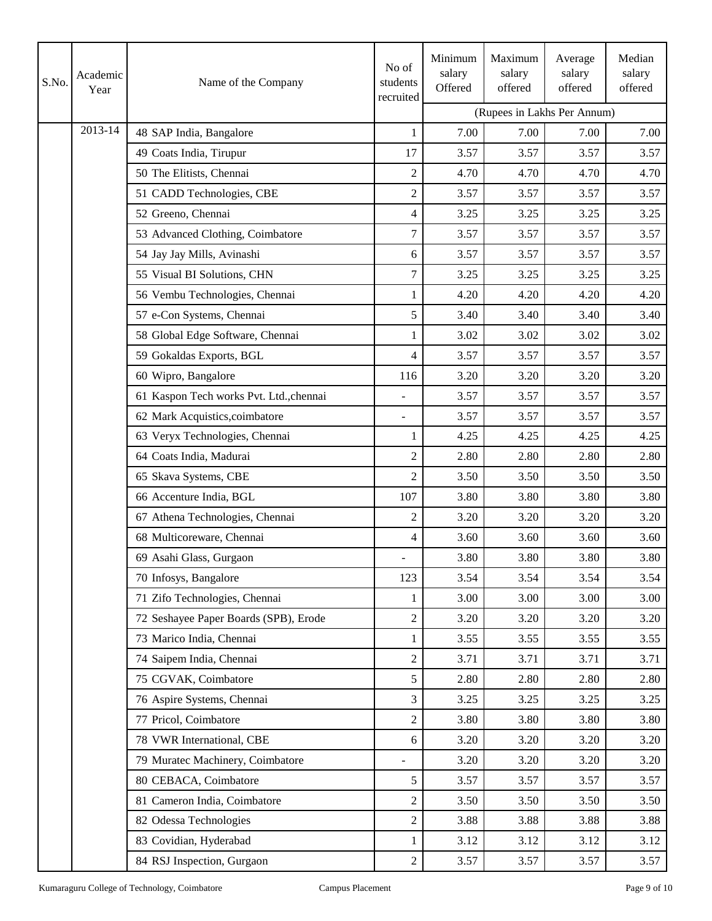| S.No. | Academic Year | Name of the Company | No of students recruited | Minimum salary Offered | Maximum salary offered | Average salary offered | Median salary offered |
|---|---|---|---|---|---|---|---|
| | | | | (Rupees in Lakhs Per Annum) | | | |
| | 2013-14 | 48 SAP India, Bangalore | 1 | 7.00 | 7.00 | 7.00 | 7.00 |
| | | 49 Coats India, Tirupur | 17 | 3.57 | 3.57 | 3.57 | 3.57 |
| | | 50 The Elitists, Chennai | 2 | 4.70 | 4.70 | 4.70 | 4.70 |
| | | 51 CADD Technologies, CBE | 2 | 3.57 | 3.57 | 3.57 | 3.57 |
| | | 52 Greeno, Chennai | 4 | 3.25 | 3.25 | 3.25 | 3.25 |
| | | 53 Advanced Clothing, Coimbatore | 7 | 3.57 | 3.57 | 3.57 | 3.57 |
| | | 54 Jay Jay Mills, Avinashi | 6 | 3.57 | 3.57 | 3.57 | 3.57 |
| | | 55 Visual BI Solutions, CHN | 7 | 3.25 | 3.25 | 3.25 | 3.25 |
| | | 56 Vembu Technologies, Chennai | 1 | 4.20 | 4.20 | 4.20 | 4.20 |
| | | 57 e-Con Systems, Chennai | 5 | 3.40 | 3.40 | 3.40 | 3.40 |
| | | 58 Global Edge Software, Chennai | 1 | 3.02 | 3.02 | 3.02 | 3.02 |
| | | 59 Gokaldas Exports, BGL | 4 | 3.57 | 3.57 | 3.57 | 3.57 |
| | | 60 Wipro, Bangalore | 116 | 3.20 | 3.20 | 3.20 | 3.20 |
| | | 61 Kaspon Tech works Pvt. Ltd.,chennai | - | 3.57 | 3.57 | 3.57 | 3.57 |
| | | 62 Mark Acquistics,coimbatore | - | 3.57 | 3.57 | 3.57 | 3.57 |
| | | 63 Veryx Technologies, Chennai | 1 | 4.25 | 4.25 | 4.25 | 4.25 |
| | | 64 Coats India, Madurai | 2 | 2.80 | 2.80 | 2.80 | 2.80 |
| | | 65 Skava Systems, CBE | 2 | 3.50 | 3.50 | 3.50 | 3.50 |
| | | 66 Accenture India, BGL | 107 | 3.80 | 3.80 | 3.80 | 3.80 |
| | | 67 Athena Technologies, Chennai | 2 | 3.20 | 3.20 | 3.20 | 3.20 |
| | | 68 Multicoreware, Chennai | 4 | 3.60 | 3.60 | 3.60 | 3.60 |
| | | 69 Asahi Glass, Gurgaon | - | 3.80 | 3.80 | 3.80 | 3.80 |
| | | 70 Infosys, Bangalore | 123 | 3.54 | 3.54 | 3.54 | 3.54 |
| | | 71 Zifo Technologies, Chennai | 1 | 3.00 | 3.00 | 3.00 | 3.00 |
| | | 72 Seshayee Paper Boards (SPB), Erode | 2 | 3.20 | 3.20 | 3.20 | 3.20 |
| | | 73 Marico India, Chennai | 1 | 3.55 | 3.55 | 3.55 | 3.55 |
| | | 74 Saipem India, Chennai | 2 | 3.71 | 3.71 | 3.71 | 3.71 |
| | | 75 CGVAK, Coimbatore | 5 | 2.80 | 2.80 | 2.80 | 2.80 |
| | | 76 Aspire Systems, Chennai | 3 | 3.25 | 3.25 | 3.25 | 3.25 |
| | | 77 Pricol, Coimbatore | 2 | 3.80 | 3.80 | 3.80 | 3.80 |
| | | 78 VWR International, CBE | 6 | 3.20 | 3.20 | 3.20 | 3.20 |
| | | 79 Muratec Machinery, Coimbatore | - | 3.20 | 3.20 | 3.20 | 3.20 |
| | | 80 CEBACA, Coimbatore | 5 | 3.57 | 3.57 | 3.57 | 3.57 |
| | | 81 Cameron India, Coimbatore | 2 | 3.50 | 3.50 | 3.50 | 3.50 |
| | | 82 Odessa Technologies | 2 | 3.88 | 3.88 | 3.88 | 3.88 |
| | | 83 Covidian, Hyderabad | 1 | 3.12 | 3.12 | 3.12 | 3.12 |
| | | 84 RSJ Inspection, Gurgaon | 2 | 3.57 | 3.57 | 3.57 | 3.57 |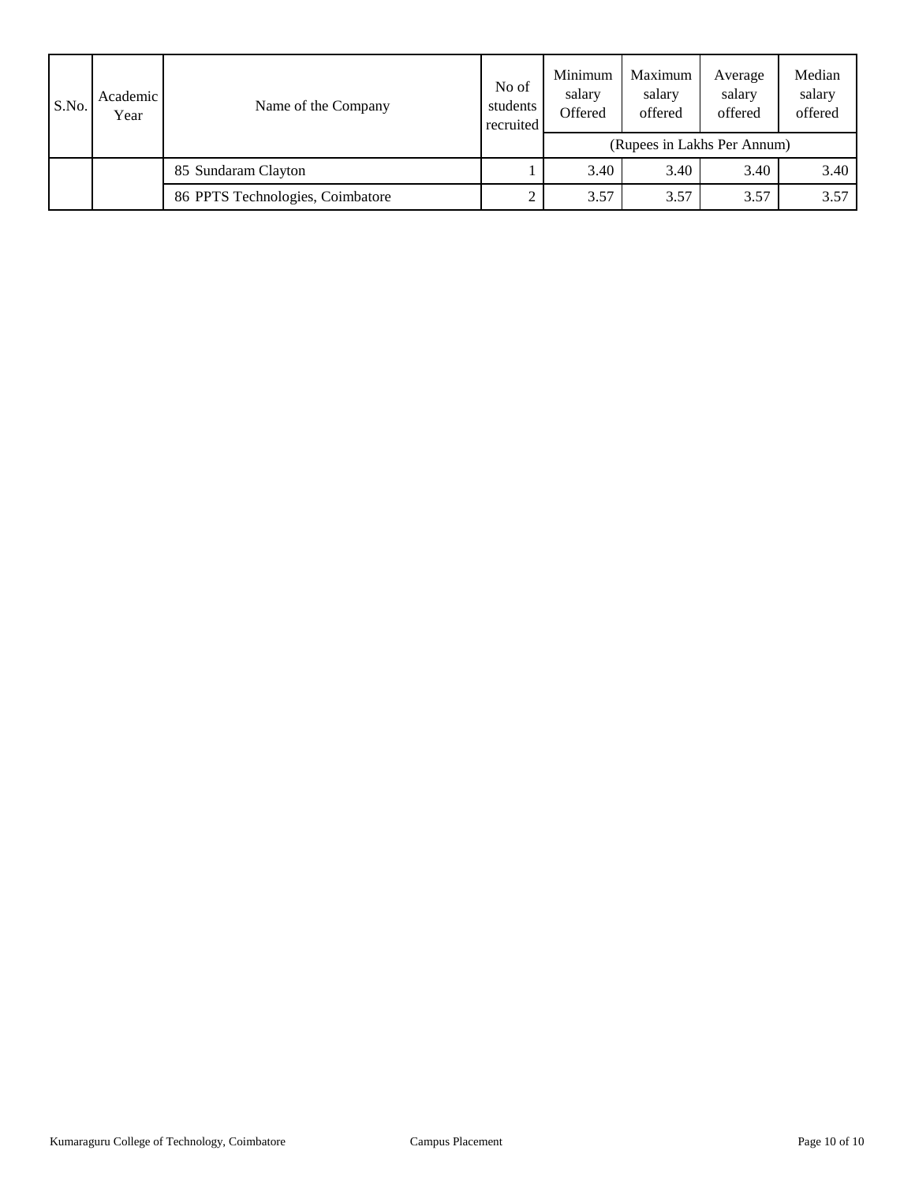| S.No. | Academic Year | Name of the Company | No of students recruited | Minimum salary Offered | Maximum salary offered | Average salary offered | Median salary offered |
|---|---|---|---|---|---|---|---|
| | | | | (Rupees in Lakhs Per Annum) | | | |
| | | 85 Sundaram Clayton | 1 | 3.40 | 3.40 | 3.40 | 3.40 |
| | | 86 PPTS Technologies, Coimbatore | 2 | 3.57 | 3.57 | 3.57 | 3.57 |